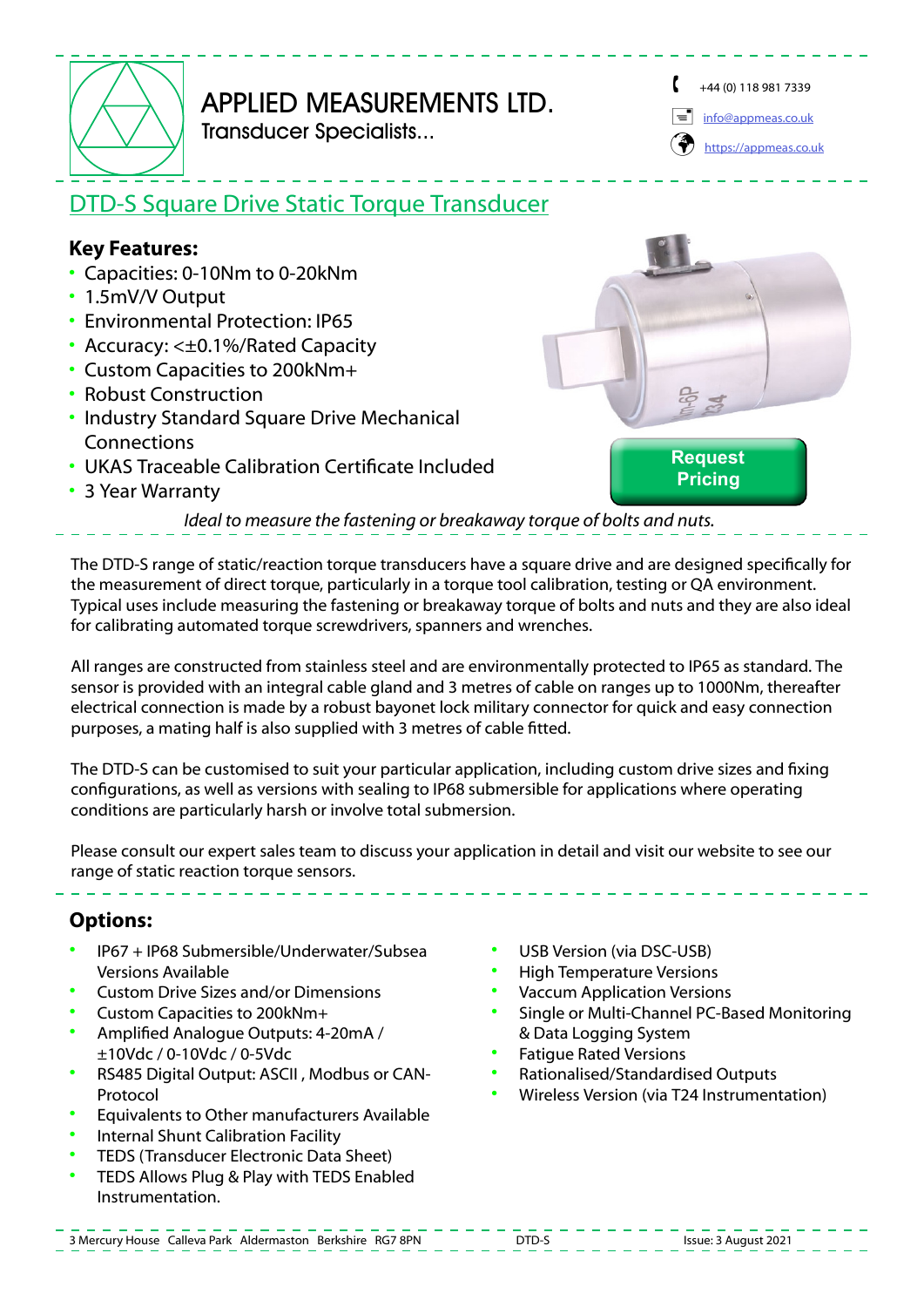# APPLIED MEASUREMENTS LTD.

Transducer Specialists...

+44 (0) 118 981 7339

info@appmeas.co.uk

https://appmeas.co.uk

## DTD-S Square Drive Static Torque Transducer

### Key Features:

- Capacities: 0-10Nm to 0-20kNm
- 1.5mV/V Output
- Environmental Protection: IP65
- Accuracy: <±0.1%/Rated Capacity
- Custom Capacities to 200kNm+
- Robust Construction
- Industry Standard Square Drive Mechanical Connections
- UKAS Traceable Calibration Certificate Included
- 3 Year Warranty

Request Pricing

*Ideal to measure the fastening or breakaway torque of bolts and nuts.*

The DTD-S range of static/reaction torque transducers have a square drive and are designed specifically for the measurement of direct torque, particularly in a torque tool calibration, testing or QA environment. Typical uses include measuring the fastening or breakaway torque of bolts and nuts and they are also ideal for calibrating automated torque screwdrivers, spanners and wrenches.

All ranges are constructed from stainless steel and are environmentally protected to IP65 as standard. The sensor is provided with an integral cable gland and 3 metres of cable on ranges up to 1000Nm, thereafter electrical connection is made by a robust bayonet lock military connector for quick and easy connection purposes, a mating half is also supplied with 3 metres of cable fitted.

The DTD-S can be customised to suit your particular application, including custom drive sizes and fixing configurations, as well as versions with sealing to IP68 submersible for applications where operating conditions are particularly harsh or involve total submersion.

Please consult our expert sales team to discuss your application in detail and visit our website to see our range of static reaction torque sensors.

### Options:

- IP67 + IP68 Submersible/Underwater/Subsea Versions Available
- Custom Drive Sizes and/or Dimensions
- Custom Capacities to 200kNm+
- Amplified Analogue Outputs: 4-20mA / ±10Vdc / 0-10Vdc / 0-5Vdc
- RS485 Digital Output: ASCII , Modbus or CAN-Protocol
- Equivalents to Other manufacturers Available
- Internal Shunt Calibration Facility
- TEDS (Transducer Electronic Data Sheet)
- TEDS Allows Plug & Play with TEDS Enabled Instrumentation.
- USB Version (via DSC-USB)
- High Temperature Versions
- Vaccum Application Versions
- Single or Multi-Channel PC-Based Monitoring & Data Logging System
- Fatigue Rated Versions
- Rationalised/Standardised Outputs
- Wireless Version (via T24 Instrumentation)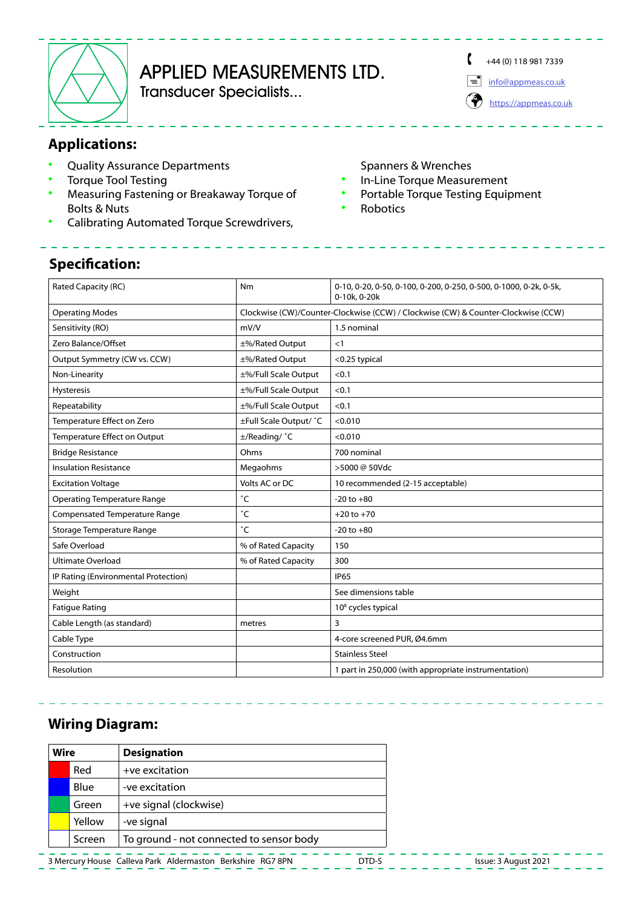## Applications:

- Quality Assurance Departments
- Torque Tool Testing
- Measuring Fastening or Breakaway Torque of Bolts & Nuts
- Calibrating Automated Torque Screwdrivers, Spanners & Wrenches
- In-Line Torque Measurement
- Portable Torque Testing Equipment
- Robotics

## Specification:

| | | |
|---|---|---|
| Rated Capacity (RC) | Nm | 0-10, 0-20, 0-50, 0-100, 0-200, 0-250, 0-500, 0-1000, 0-2k, 0-5k, 0-10k, 0-20k |
| Operating Modes | Clockwise (CW)/Counter-Clockwise (CCW) / Clockwise (CW) & Counter-Clockwise (CCW) | |
| Sensitivity (RO) | mV/V | 1.5 nominal |
| Zero Balance/Offset | ±%/Rated Output | <1 |
| Output Symmetry (CW vs. CCW) | ±%/Rated Output | <0.25 typical |
| Non-Linearity | ±%/Full Scale Output | <0.1 |
| Hysteresis | ±%/Full Scale Output | <0.1 |
| Repeatability | ±%/Full Scale Output | <0.1 |
| Temperature Effect on Zero | ±Full Scale Output/ °C | <0.010 |
| Temperature Effect on Output | ±/Reading/ °C | <0.010 |
| Bridge Resistance | Ohms | 700 nominal |
| Insulation Resistance | Megaohms | >5000 @ 50Vdc |
| Excitation Voltage | Volts AC or DC | 10 recommended (2-15 acceptable) |
| Operating Temperature Range | °C | -20 to +80 |
| Compensated Temperature Range | °C | +20 to +70 |
| Storage Temperature Range | °C | -20 to +80 |
| Safe Overload | % of Rated Capacity | 150 |
| Ultimate Overload | % of Rated Capacity | 300 |
| IP Rating (Environmental Protection) | | IP65 |
| Weight | | See dimensions table |
| Fatigue Rating | | $10^8$ cycles typical |
| Cable Length (as standard) | metres | 3 |
| Cable Type | | 4-core screened PUR, Ø4.6mm |
| Construction | | Stainless Steel |
| Resolution | | 1 part in 250,000 (with appropriate instrumentation) |

## Wiring Diagram:

| Wire | Designation |
|---|---|
| Red | +ve excitation |
| Blue | -ve excitation |
| Green | +ve signal (clockwise) |
| Yellow | -ve signal |
| Screen | To ground - not connected to sensor body |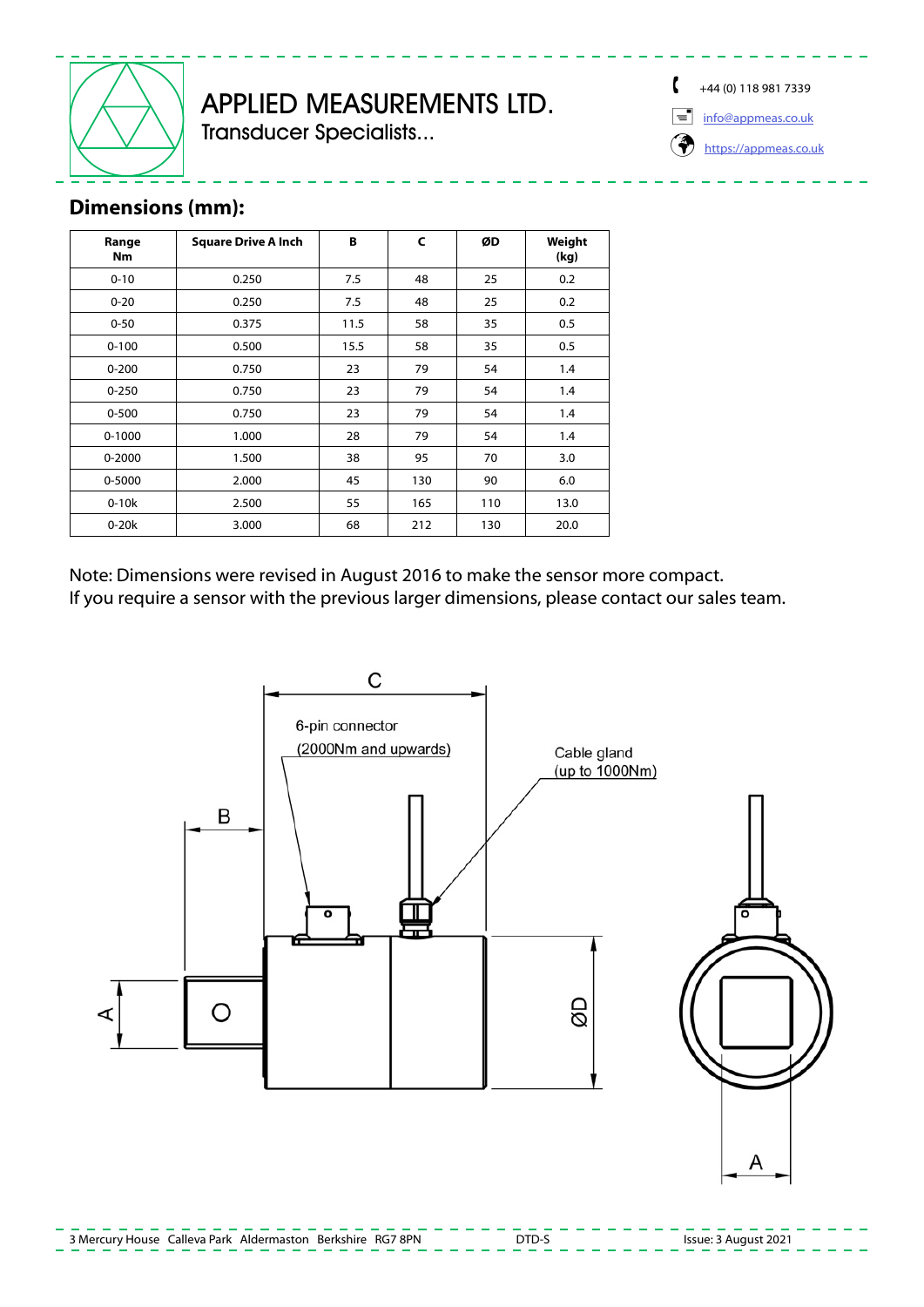## Dimensions (mm):

| Range Nm | Square Drive A Inch | B | C | ØD | Weight (kg) |
|---|---|---|---|---|---|
| 0-10 | 0.250 | 7.5 | 48 | 25 | 0.2 |
| 0-20 | 0.250 | 7.5 | 48 | 25 | 0.2 |
| 0-50 | 0.375 | 11.5 | 58 | 35 | 0.5 |
| 0-100 | 0.500 | 15.5 | 58 | 35 | 0.5 |
| 0-200 | 0.750 | 23 | 79 | 54 | 1.4 |
| 0-250 | 0.750 | 23 | 79 | 54 | 1.4 |
| 0-500 | 0.750 | 23 | 79 | 54 | 1.4 |
| 0-1000 | 1.000 | 28 | 79 | 54 | 1.4 |
| 0-2000 | 1.500 | 38 | 95 | 70 | 3.0 |
| 0-5000 | 2.000 | 45 | 130 | 90 | 6.0 |
| 0-10k | 2.500 | 55 | 165 | 110 | 13.0 |
| 0-20k | 3.000 | 68 | 212 | 130 | 20.0 |

Note: Dimensions were revised in August 2016 to make the sensor more compact.
If you require a sensor with the previous larger dimensions, please contact our sales team.

C

6-pin connector
(2000Nm and upwards)

Cable gland
(up to 1000Nm)

B

A

ØD

A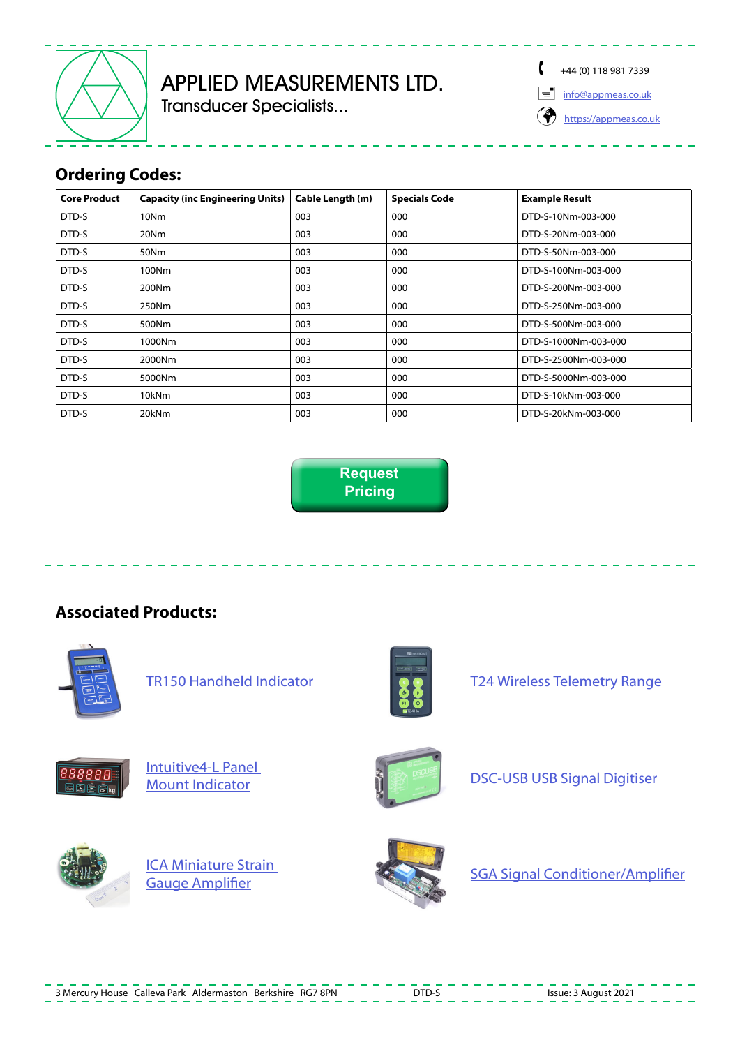APPLIED MEASUREMENTS LTD.
Transducer Specialists...

+44 (0) 118 981 7339
info@appmeas.co.uk
https://appmeas.co.uk

## Ordering Codes:

| Core Product | Capacity (inc Engineering Units) | Cable Length (m) | Specials Code | Example Result |
|---|---|---|---|---|
| DTD-S | 10Nm | 003 | 000 | DTD-S-10Nm-003-000 |
| DTD-S | 20Nm | 003 | 000 | DTD-S-20Nm-003-000 |
| DTD-S | 50Nm | 003 | 000 | DTD-S-50Nm-003-000 |
| DTD-S | 100Nm | 003 | 000 | DTD-S-100Nm-003-000 |
| DTD-S | 200Nm | 003 | 000 | DTD-S-200Nm-003-000 |
| DTD-S | 250Nm | 003 | 000 | DTD-S-250Nm-003-000 |
| DTD-S | 500Nm | 003 | 000 | DTD-S-500Nm-003-000 |
| DTD-S | 1000Nm | 003 | 000 | DTD-S-1000Nm-003-000 |
| DTD-S | 2000Nm | 003 | 000 | DTD-S-2500Nm-003-000 |
| DTD-S | 5000Nm | 003 | 000 | DTD-S-5000Nm-003-000 |
| DTD-S | 10kNm | 003 | 000 | DTD-S-10kNm-003-000 |
| DTD-S | 20kNm | 003 | 000 | DTD-S-20kNm-003-000 |

Request Pricing

## Associated Products:

TR150 Handheld Indicator

T24 Wireless Telemetry Range

Intuitive4-L Panel Mount Indicator

DSC-USB USB Signal Digitiser

ICA Miniature Strain Gauge Amplifier

SGA Signal Conditioner/Amplifier

3 Mercury House Calleva Park Aldermaston Berkshire RG7 8PN DTD-S Issue: 3 August 2021